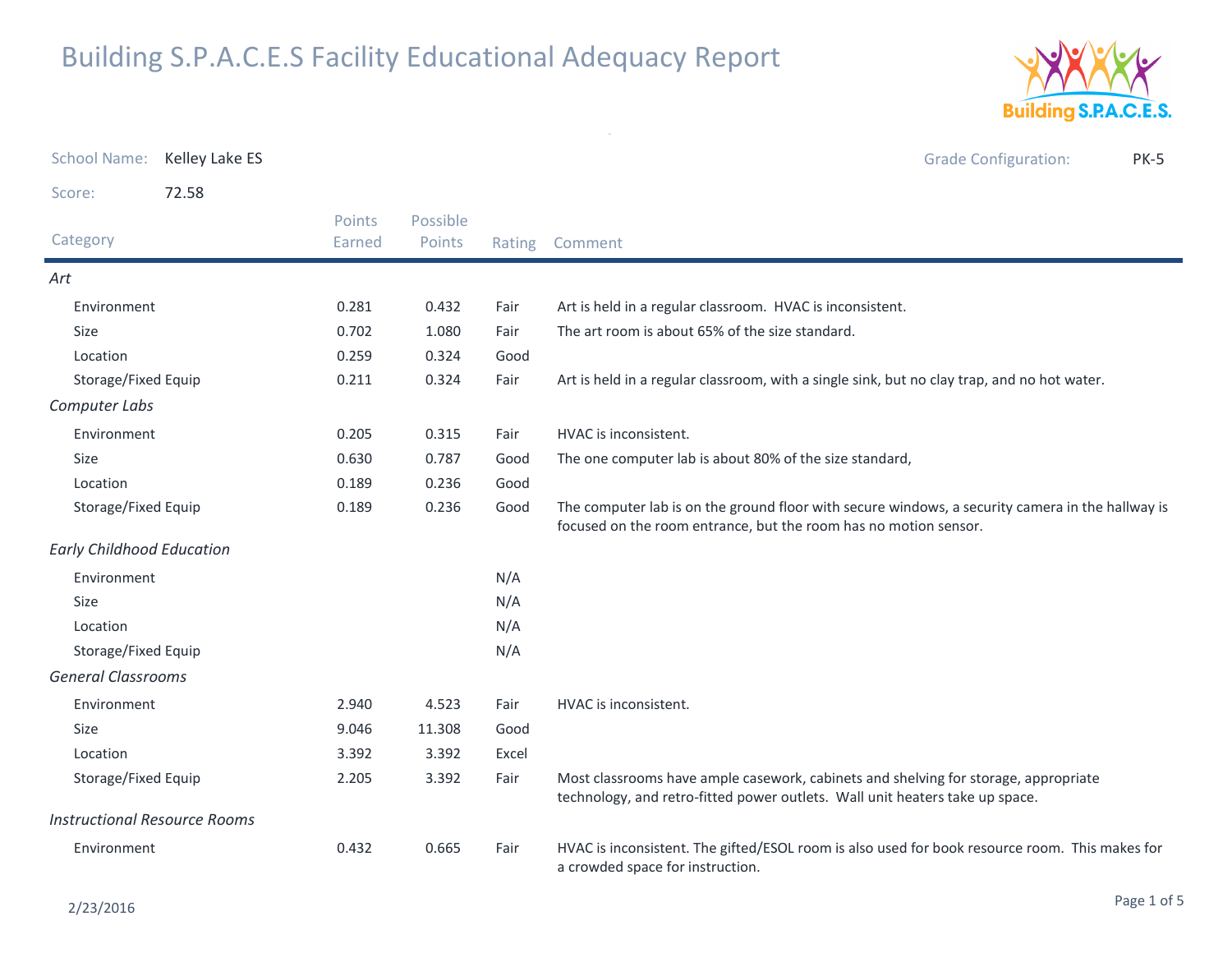# Building S.P.A.C.E.S Facility Educational Adequacy Report

School Name: Kelley Lake ES

Grade Configuration: PK-5

Score: 72.58

| Category | Points Earned | Possible Points | Rating | Comment |
|---|---|---|---|---|
| *Art* | | | | |
| Environment | 0.281 | 0.432 | Fair | Art is held in a regular classroom. HVAC is inconsistent. |
| Size | 0.702 | 1.080 | Fair | The art room is about 65% of the size standard. |
| Location | 0.259 | 0.324 | Good | |
| Storage/Fixed Equip | 0.211 | 0.324 | Fair | Art is held in a regular classroom, with a single sink, but no clay trap, and no hot water. |
| *Computer Labs* | | | | |
| Environment | 0.205 | 0.315 | Fair | HVAC is inconsistent. |
| Size | 0.630 | 0.787 | Good | The one computer lab is about 80% of the size standard, |
| Location | 0.189 | 0.236 | Good | |
| Storage/Fixed Equip | 0.189 | 0.236 | Good | The computer lab is on the ground floor with secure windows, a security camera in the hallway is focused on the room entrance, but the room has no motion sensor. |
| *Early Childhood Education* | | | | |
| Environment | | | N/A | |
| Size | | | N/A | |
| Location | | | N/A | |
| Storage/Fixed Equip | | | N/A | |
| *General Classrooms* | | | | |
| Environment | 2.940 | 4.523 | Fair | HVAC is inconsistent. |
| Size | 9.046 | 11.308 | Good | |
| Location | 3.392 | 3.392 | Excel | |
| Storage/Fixed Equip | 2.205 | 3.392 | Fair | Most classrooms have ample casework, cabinets and shelving for storage, appropriate technology, and retro-fitted power outlets. Wall unit heaters take up space. |
| *Instructional Resource Rooms* | | | | |
| Environment | 0.432 | 0.665 | Fair | HVAC is inconsistent. The gifted/ESOL room is also used for book resource room. This makes for a crowded space for instruction. |

2/23/2016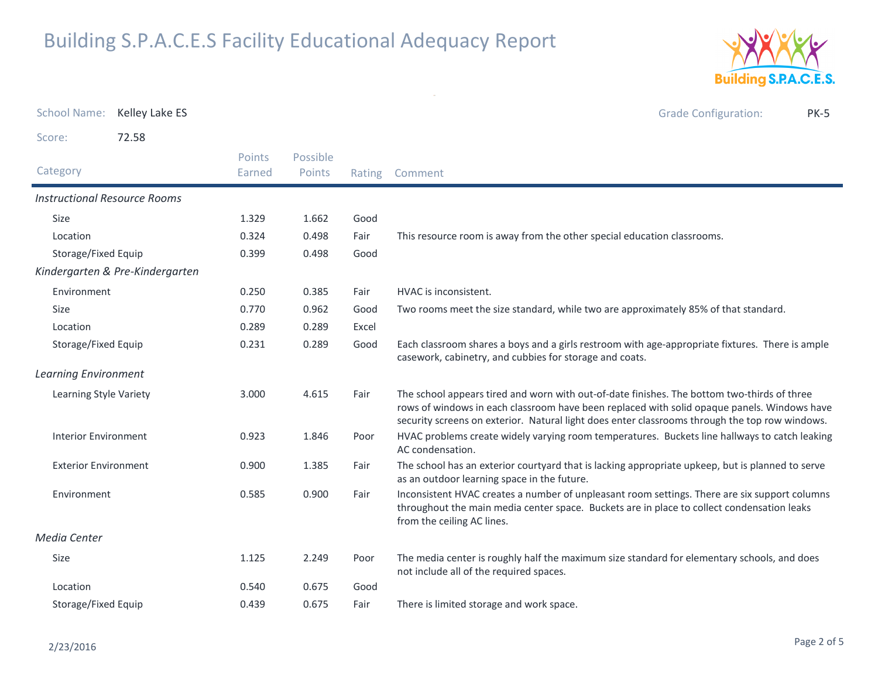# Building S.P.A.C.E.S Facility Educational Adequacy Report

School Name: Kelley Lake ES

Grade Configuration: PK-5

Score: 72.58

| Category | Points Earned | Possible Points | Rating | Comment |
|---|---|---|---|---|
| *Instructional Resource Rooms* | | | | |
| Size | 1.329 | 1.662 | Good | |
| Location | 0.324 | 0.498 | Fair | This resource room is away from the other special education classrooms. |
| Storage/Fixed Equip | 0.399 | 0.498 | Good | |
| *Kindergarten & Pre-Kindergarten* | | | | |
| Environment | 0.250 | 0.385 | Fair | HVAC is inconsistent. |
| Size | 0.770 | 0.962 | Good | Two rooms meet the size standard, while two are approximately 85% of that standard. |
| Location | 0.289 | 0.289 | Excel | |
| Storage/Fixed Equip | 0.231 | 0.289 | Good | Each classroom shares a boys and a girls restroom with age-appropriate fixtures. There is ample casework, cabinetry, and cubbies for storage and coats. |
| *Learning Environment* | | | | |
| Learning Style Variety | 3.000 | 4.615 | Fair | The school appears tired and worn with out-of-date finishes. The bottom two-thirds of three rows of windows in each classroom have been replaced with solid opaque panels. Windows have security screens on exterior. Natural light does enter classrooms through the top row windows. |
| Interior Environment | 0.923 | 1.846 | Poor | HVAC problems create widely varying room temperatures. Buckets line hallways to catch leaking AC condensation. |
| Exterior Environment | 0.900 | 1.385 | Fair | The school has an exterior courtyard that is lacking appropriate upkeep, but is planned to serve as an outdoor learning space in the future. |
| Environment | 0.585 | 0.900 | Fair | Inconsistent HVAC creates a number of unpleasant room settings. There are six support columns throughout the main media center space. Buckets are in place to collect condensation leaks from the ceiling AC lines. |
| *Media Center* | | | | |
| Size | 1.125 | 2.249 | Poor | The media center is roughly half the maximum size standard for elementary schools, and does not include all of the required spaces. |
| Location | 0.540 | 0.675 | Good | |
| Storage/Fixed Equip | 0.439 | 0.675 | Fair | There is limited storage and work space. |

2/23/2016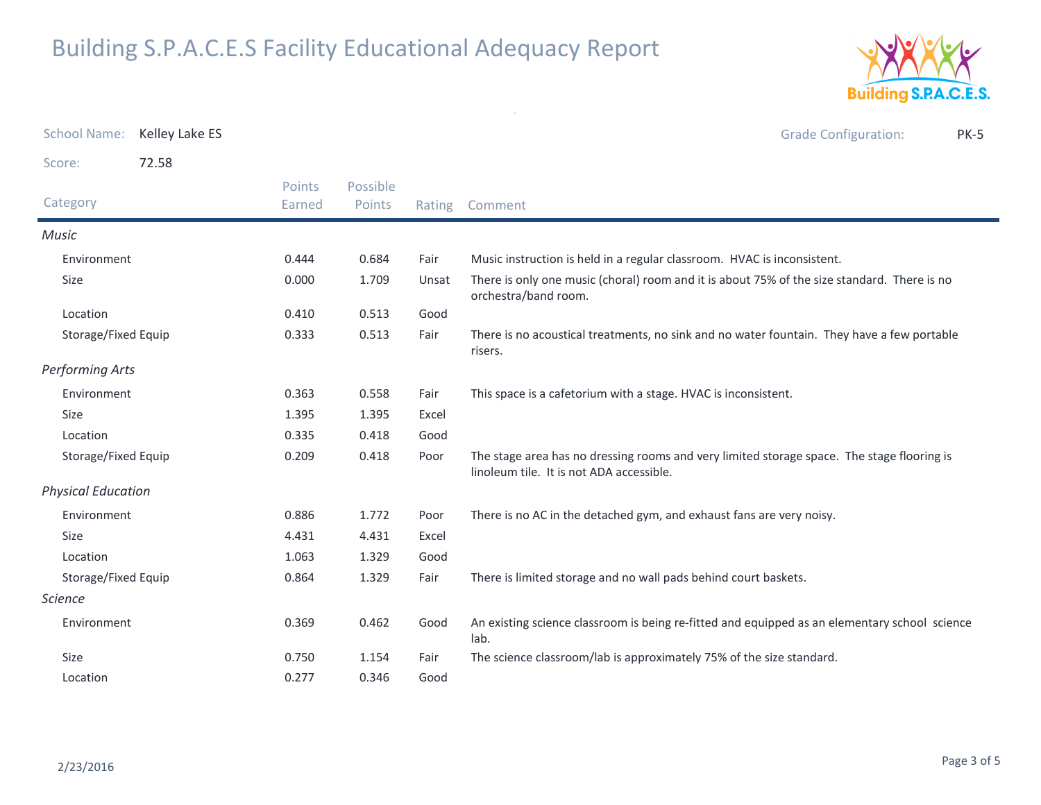# Building S.P.A.C.E.S Facility Educational Adequacy Report

School Name: Kelley Lake ES

Grade Configuration: PK-5

Score: 72.58

| Category | Points Earned | Possible Points | Rating | Comment |
|---|---|---|---|---|
| ***Music*** | | | | |
| Environment | 0.444 | 0.684 | Fair | Music instruction is held in a regular classroom. HVAC is inconsistent. |
| Size | 0.000 | 1.709 | Unsat | There is only one music (choral) room and it is about 75% of the size standard. There is no orchestra/band room. |
| Location | 0.410 | 0.513 | Good | |
| Storage/Fixed Equip | 0.333 | 0.513 | Fair | There is no acoustical treatments, no sink and no water fountain. They have a few portable risers. |
| ***Performing Arts*** | | | | |
| Environment | 0.363 | 0.558 | Fair | This space is a cafetorium with a stage. HVAC is inconsistent. |
| Size | 1.395 | 1.395 | Excel | |
| Location | 0.335 | 0.418 | Good | |
| Storage/Fixed Equip | 0.209 | 0.418 | Poor | The stage area has no dressing rooms and very limited storage space. The stage flooring is linoleum tile. It is not ADA accessible. |
| ***Physical Education*** | | | | |
| Environment | 0.886 | 1.772 | Poor | There is no AC in the detached gym, and exhaust fans are very noisy. |
| Size | 4.431 | 4.431 | Excel | |
| Location | 1.063 | 1.329 | Good | |
| Storage/Fixed Equip | 0.864 | 1.329 | Fair | There is limited storage and no wall pads behind court baskets. |
| ***Science*** | | | | |
| Environment | 0.369 | 0.462 | Good | An existing science classroom is being re-fitted and equipped as an elementary school science lab. |
| Size | 0.750 | 1.154 | Fair | The science classroom/lab is approximately 75% of the size standard. |
| Location | 0.277 | 0.346 | Good | |

2/23/2016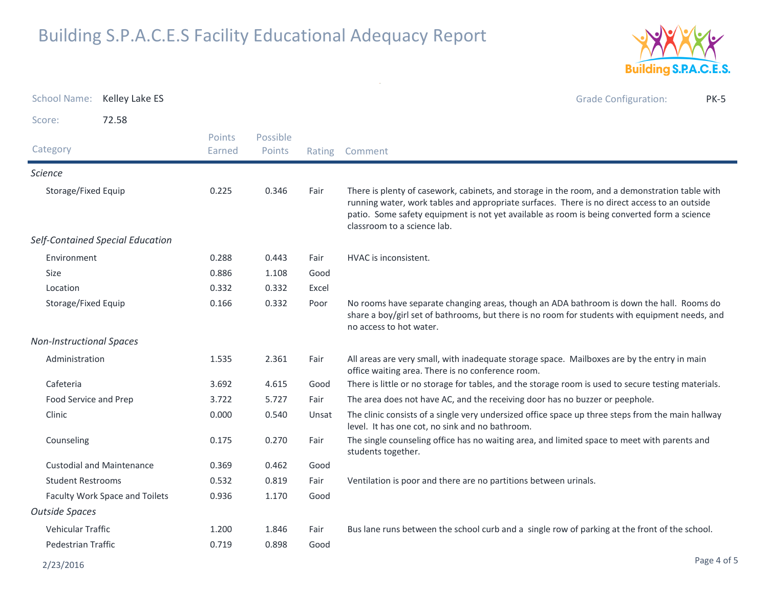# Building S.P.A.C.E.S Facility Educational Adequacy Report

School Name: Kelley Lake ES

Grade Configuration: PK-5

Score: 72.58

| Category | Points Earned | Possible Points | Rating | Comment |
|---|---|---|---|---|
| ***Science*** | | | | |
| Storage/Fixed Equip | 0.225 | 0.346 | Fair | There is plenty of casework, cabinets, and storage in the room, and a demonstration table with running water, work tables and appropriate surfaces. There is no direct access to an outside patio. Some safety equipment is not yet available as room is being converted form a science classroom to a science lab. |
| ***Self-Contained Special Education*** | | | | |
| Environment | 0.288 | 0.443 | Fair | HVAC is inconsistent. |
| Size | 0.886 | 1.108 | Good | |
| Location | 0.332 | 0.332 | Excel | |
| Storage/Fixed Equip | 0.166 | 0.332 | Poor | No rooms have separate changing areas, though an ADA bathroom is down the hall. Rooms do share a boy/girl set of bathrooms, but there is no room for students with equipment needs, and no access to hot water. |
| ***Non-Instructional Spaces*** | | | | |
| Administration | 1.535 | 2.361 | Fair | All areas are very small, with inadequate storage space. Mailboxes are by the entry in main office waiting area. There is no conference room. |
| Cafeteria | 3.692 | 4.615 | Good | There is little or no storage for tables, and the storage room is used to secure testing materials. |
| Food Service and Prep | 3.722 | 5.727 | Fair | The area does not have AC, and the receiving door has no buzzer or peephole. |
| Clinic | 0.000 | 0.540 | Unsat | The clinic consists of a single very undersized office space up three steps from the main hallway level. It has one cot, no sink and no bathroom. |
| Counseling | 0.175 | 0.270 | Fair | The single counseling office has no waiting area, and limited space to meet with parents and students together. |
| Custodial and Maintenance | 0.369 | 0.462 | Good | |
| Student Restrooms | 0.532 | 0.819 | Fair | Ventilation is poor and there are no partitions between urinals. |
| Faculty Work Space and Toilets | 0.936 | 1.170 | Good | |
| ***Outside Spaces*** | | | | |
| Vehicular Traffic | 1.200 | 1.846 | Fair | Bus lane runs between the school curb and a single row of parking at the front of the school. |
| Pedestrian Traffic | 0.719 | 0.898 | Good | |

2/23/2016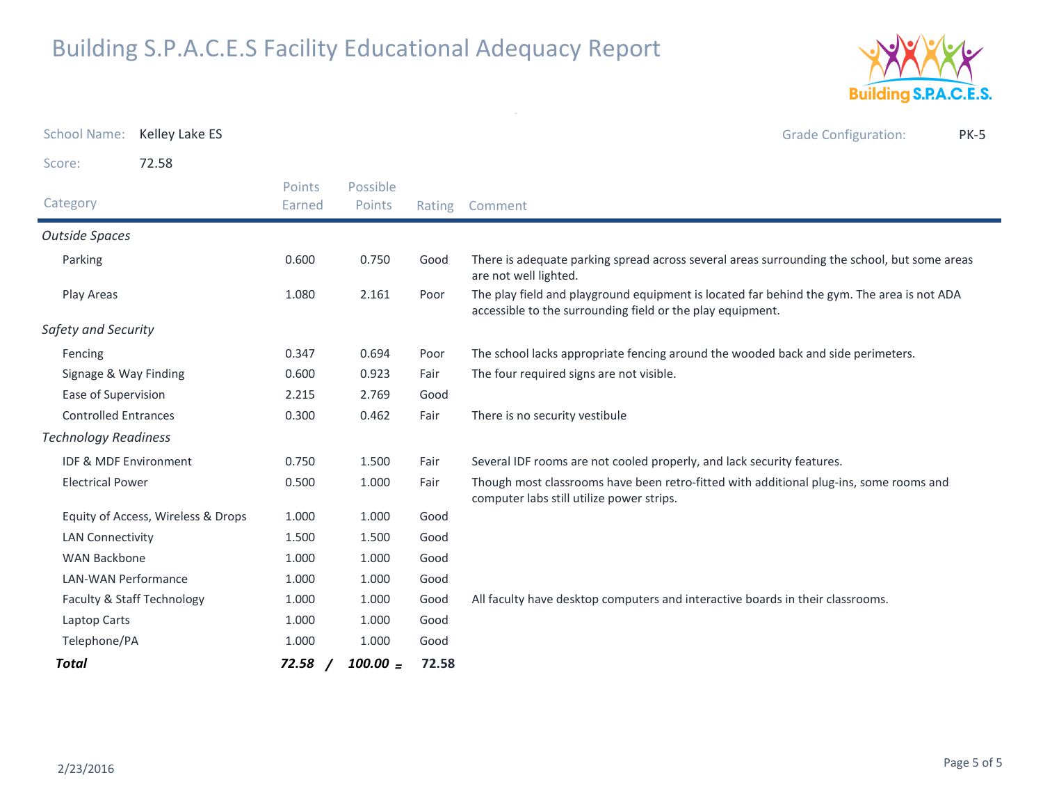# Building S.P.A.C.E.S Facility Educational Adequacy Report

School Name: Kelley Lake ES

Grade Configuration: PK-5

Score: 72.58

| Category | Points Earned | Possible Points | Rating | Comment |
|---|---|---|---|---|
| *Outside Spaces* | | | | |
| Parking | 0.600 | 0.750 | Good | There is adequate parking spread across several areas surrounding the school, but some areas are not well lighted. |
| Play Areas | 1.080 | 2.161 | Poor | The play field and playground equipment is located far behind the gym. The area is not ADA accessible to the surrounding field or the play equipment. |
| *Safety and Security* | | | | |
| Fencing | 0.347 | 0.694 | Poor | The school lacks appropriate fencing around the wooded back and side perimeters. |
| Signage & Way Finding | 0.600 | 0.923 | Fair | The four required signs are not visible. |
| Ease of Supervision | 2.215 | 2.769 | Good | |
| Controlled Entrances | 0.300 | 0.462 | Fair | There is no security vestibule |
| *Technology Readiness* | | | | |
| IDF & MDF Environment | 0.750 | 1.500 | Fair | Several IDF rooms are not cooled properly, and lack security features. |
| Electrical Power | 0.500 | 1.000 | Fair | Though most classrooms have been retro-fitted with additional plug-ins, some rooms and computer labs still utilize power strips. |
| Equity of Access, Wireless & Drops | 1.000 | 1.000 | Good | |
| LAN Connectivity | 1.500 | 1.500 | Good | |
| WAN Backbone | 1.000 | 1.000 | Good | |
| LAN-WAN Performance | 1.000 | 1.000 | Good | |
| Faculty & Staff Technology | 1.000 | 1.000 | Good | All faculty have desktop computers and interactive boards in their classrooms. |
| Laptop Carts | 1.000 | 1.000 | Good | |
| Telephone/PA | 1.000 | 1.000 | Good | |
| ***Total*** | ***72.58 /*** | ***100.00 =*** | **72.58** | |

2/23/2016